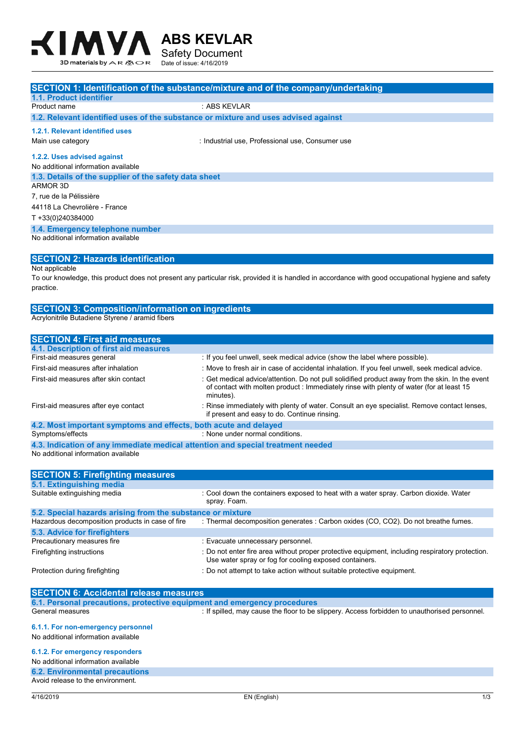# ABS KEVLAR

Safety Document

Date of issue: 4/16/2019

## SECTION 1: Identification of the substance/mixture and of the company/undertaking

### 1.1. Product identifier

| | |
|---|---|
| Product name | : ABS KEVLAR |

### 1.2. Relevant identified uses of the substance or mixture and uses advised against

#### 1.2.1. Relevant identified uses

| | |
|---|---|
| Main use category | : Industrial use, Professional use, Consumer use |

#### 1.2.2. Uses advised against

No additional information available

### 1.3. Details of the supplier of the safety data sheet

ARMOR 3D

7, rue de la Pélissière

44118 La Chevrolière - France

T +33(0)240384000

### 1.4. Emergency telephone number

No additional information available

## SECTION 2: Hazards identification

Not applicable

To our knowledge, this product does not present any particular risk, provided it is handled in accordance with good occupational hygiene and safety practice.

## SECTION 3: Composition/information on ingredients

Acrylonitrile Butadiene Styrene / aramid fibers

## SECTION 4: First aid measures

### 4.1. Description of first aid measures

| | |
|---|---|
| First-aid measures general | : If you feel unwell, seek medical advice (show the label where possible). |
| First-aid measures after inhalation | : Move to fresh air in case of accidental inhalation. If you feel unwell, seek medical advice. |
| First-aid measures after skin contact | : Get medical advice/attention. Do not pull solidified product away from the skin. In the event of contact with molten product : Immediately rinse with plenty of water (for at least 15 minutes). |
| First-aid measures after eye contact | : Rinse immediately with plenty of water. Consult an eye specialist. Remove contact lenses, if present and easy to do. Continue rinsing. |

### 4.2. Most important symptoms and effects, both acute and delayed

| | |
|---|---|
| Symptoms/effects | : None under normal conditions. |

### 4.3. Indication of any immediate medical attention and special treatment needed

No additional information available

## SECTION 5: Firefighting measures

### 5.1. Extinguishing media

| | |
|---|---|
| Suitable extinguishing media | : Cool down the containers exposed to heat with a water spray. Carbon dioxide. Water spray. Foam. |

### 5.2. Special hazards arising from the substance or mixture

| | |
|---|---|
| Hazardous decomposition products in case of fire | : Thermal decomposition generates : Carbon oxides (CO, $CO_2$). Do not breathe fumes. |

### 5.3. Advice for firefighters

| | |
|---|---|
| Precautionary measures fire | : Evacuate unnecessary personnel. |
| Firefighting instructions | : Do not enter fire area without proper protective equipment, including respiratory protection. Use water spray or fog for cooling exposed containers. |
| Protection during firefighting | : Do not attempt to take action without suitable protective equipment. |

## SECTION 6: Accidental release measures

### 6.1. Personal precautions, protective equipment and emergency procedures

| | |
|---|---|
| General measures | : If spilled, may cause the floor to be slippery. Access forbidden to unauthorised personnel. |

#### 6.1.1. For non-emergency personnel

No additional information available

#### 6.1.2. For emergency responders

No additional information available

### 6.2. Environmental precautions

Avoid release to the environment.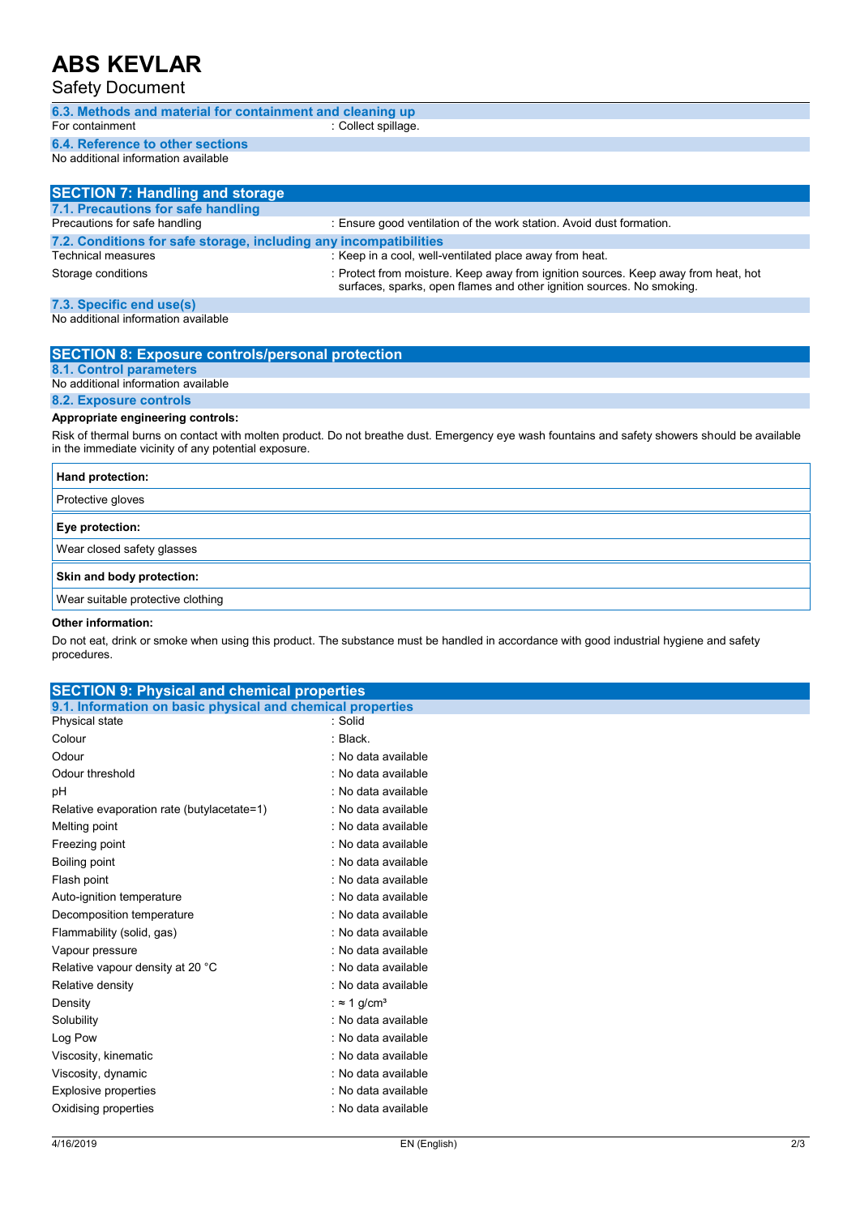### 6.3. Methods and material for containment and cleaning up

| | |
|---|---|
| For containment | : Collect spillage. |

### 6.4. Reference to other sections

No additional information available

## SECTION 7: Handling and storage

### 7.1. Precautions for safe handling

| | |
|---|---|
| Precautions for safe handling | : Ensure good ventilation of the work station. Avoid dust formation. |

### 7.2. Conditions for safe storage, including any incompatibilities

| | |
|---|---|
| Technical measures | : Keep in a cool, well-ventilated place away from heat. |
| Storage conditions | : Protect from moisture. Keep away from ignition sources. Keep away from heat, hot surfaces, sparks, open flames and other ignition sources. No smoking. |

### 7.3. Specific end use(s)

No additional information available

## SECTION 8: Exposure controls/personal protection

### 8.1. Control parameters

No additional information available

### 8.2. Exposure controls

**Appropriate engineering controls:**

Risk of thermal burns on contact with molten product. Do not breathe dust. Emergency eye wash fountains and safety showers should be available in the immediate vicinity of any potential exposure.

| **Hand protection:** |
|---|
| Protective gloves |

| **Eye protection:** |
|---|
| Wear closed safety glasses |

| **Skin and body protection:** |
|---|
| Wear suitable protective clothing |

**Other information:**

Do not eat, drink or smoke when using this product. The substance must be handled in accordance with good industrial hygiene and safety procedures.

## SECTION 9: Physical and chemical properties

### 9.1. Information on basic physical and chemical properties

| | |
|---|---|
| Physical state | : Solid |
| Colour | : Black. |
| Odour | : No data available |
| Odour threshold | : No data available |
| pH | : No data available |
| Relative evaporation rate (butylacetate=1) | : No data available |
| Melting point | : No data available |
| Freezing point | : No data available |
| Boiling point | : No data available |
| Flash point | : No data available |
| Auto-ignition temperature | : No data available |
| Decomposition temperature | : No data available |
| Flammability (solid, gas) | : No data available |
| Vapour pressure | : No data available |
| Relative vapour density at 20 °C | : No data available |
| Relative density | : No data available |
| Density | : ≈ 1 $g/cm^3$ |
| Solubility | : No data available |
| Log Pow | : No data available |
| Viscosity, kinematic | : No data available |
| Viscosity, dynamic | : No data available |
| Explosive properties | : No data available |
| Oxidising properties | : No data available |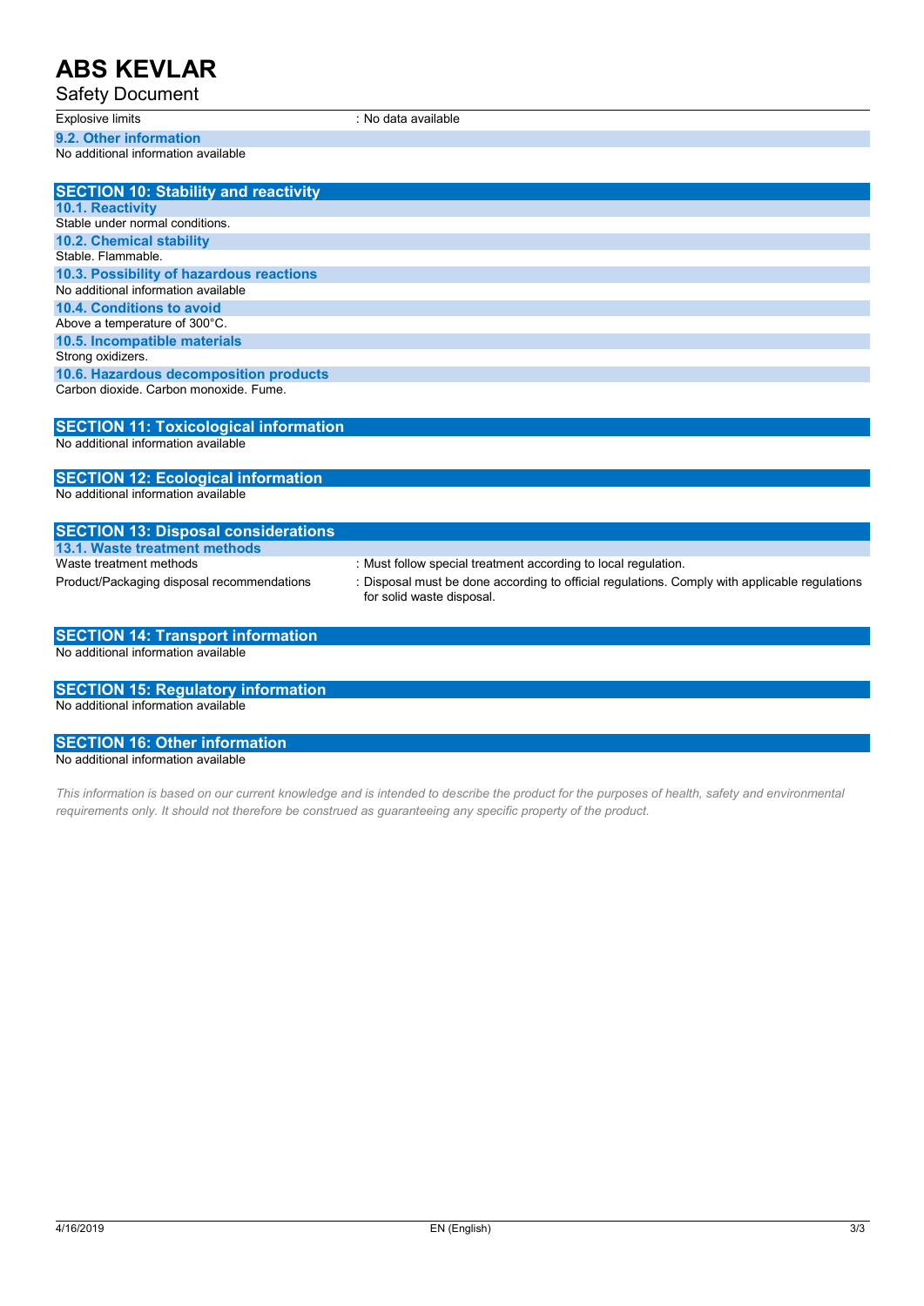| | |
|---|---|
| Explosive limits | : No data available |

### 9.2. Other information

No additional information available

## SECTION 10: Stability and reactivity

### 10.1. Reactivity

Stable under normal conditions.

### 10.2. Chemical stability

Stable. Flammable.

### 10.3. Possibility of hazardous reactions

No additional information available

### 10.4. Conditions to avoid

Above a temperature of 300°C.

### 10.5. Incompatible materials

Strong oxidizers.

### 10.6. Hazardous decomposition products

Carbon dioxide. Carbon monoxide. Fume.

## SECTION 11: Toxicological information

No additional information available

## SECTION 12: Ecological information

No additional information available

## SECTION 13: Disposal considerations

### 13.1. Waste treatment methods

| | |
|---|---|
| Waste treatment methods | : Must follow special treatment according to local regulation. |
| Product/Packaging disposal recommendations | : Disposal must be done according to official regulations. Comply with applicable regulations for solid waste disposal. |

## SECTION 14: Transport information

No additional information available

## SECTION 15: Regulatory information

No additional information available

## SECTION 16: Other information

No additional information available

*This information is based on our current knowledge and is intended to describe the product for the purposes of health, safety and environmental requirements only. It should not therefore be construed as guaranteeing any specific property of the product.*